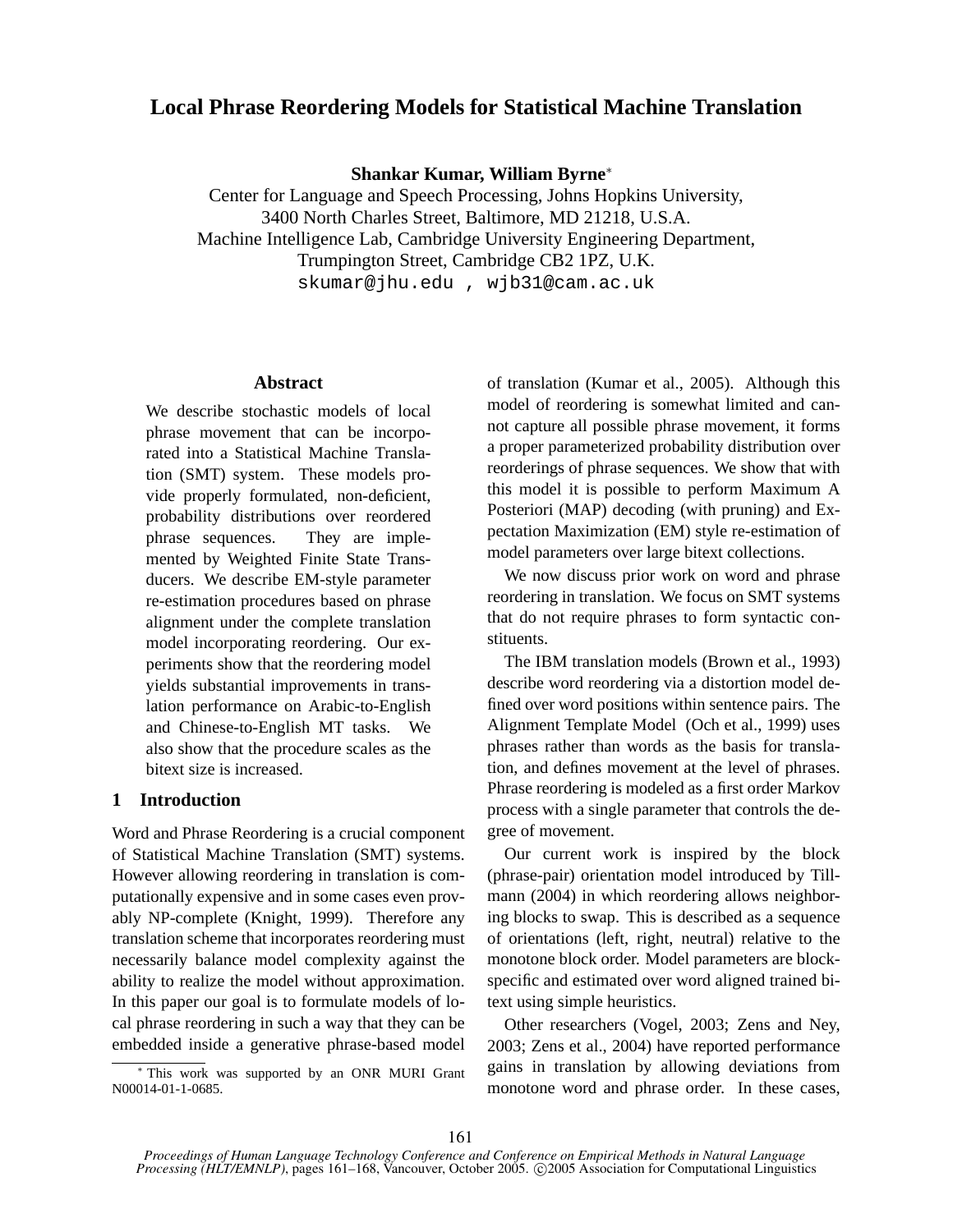# Local Phrase Reordering Models for Statistical Machine Translation

**Shankar Kumar, William Byrne**[*]

Center for Language and Speech Processing, Johns Hopkins University,
3400 North Charles Street, Baltimore, MD 21218, U.S.A.
Machine Intelligence Lab, Cambridge University Engineering Department,
Trumpington Street, Cambridge CB2 1PZ, U.K.
skumar@jhu.edu , wjb31@cam.ac.uk

## Abstract

We describe stochastic models of local phrase movement that can be incorporated into a Statistical Machine Translation (SMT) system. These models provide properly formulated, non-deficient, probability distributions over reordered phrase sequences. They are implemented by Weighted Finite State Transducers. We describe EM-style parameter re-estimation procedures based on phrase alignment under the complete translation model incorporating reordering. Our experiments show that the reordering model yields substantial improvements in translation performance on Arabic-to-English and Chinese-to-English MT tasks. We also show that the procedure scales as the bitext size is increased.

## 1 Introduction

Word and Phrase Reordering is a crucial component of Statistical Machine Translation (SMT) systems. However allowing reordering in translation is computationally expensive and in some cases even provably NP-complete (Knight, 1999). Therefore any translation scheme that incorporates reordering must necessarily balance model complexity against the ability to realize the model without approximation. In this paper our goal is to formulate models of local phrase reordering in such a way that they can be embedded inside a generative phrase-based model of translation (Kumar et al., 2005). Although this model of reordering is somewhat limited and cannot capture all possible phrase movement, it forms a proper parameterized probability distribution over reorderings of phrase sequences. We show that with this model it is possible to perform Maximum A Posteriori (MAP) decoding (with pruning) and Expectation Maximization (EM) style re-estimation of model parameters over large bitext collections.

We now discuss prior work on word and phrase reordering in translation. We focus on SMT systems that do not require phrases to form syntactic constituents.

The IBM translation models (Brown et al., 1993) describe word reordering via a distortion model defined over word positions within sentence pairs. The Alignment Template Model (Och et al., 1999) uses phrases rather than words as the basis for translation, and defines movement at the level of phrases. Phrase reordering is modeled as a first order Markov process with a single parameter that controls the degree of movement.

Our current work is inspired by the block (phrase-pair) orientation model introduced by Tillmann (2004) in which reordering allows neighboring blocks to swap. This is described as a sequence of orientations (left, right, neutral) relative to the monotone block order. Model parameters are block-specific and estimated over word aligned trained bitext using simple heuristics.

Other researchers (Vogel, 2003; Zens and Ney, 2003; Zens et al., 2004) have reported performance gains in translation by allowing deviations from monotone word and phrase order. In these cases,

[*] This work was supported by an ONR MURI Grant N00014-01-1-0685.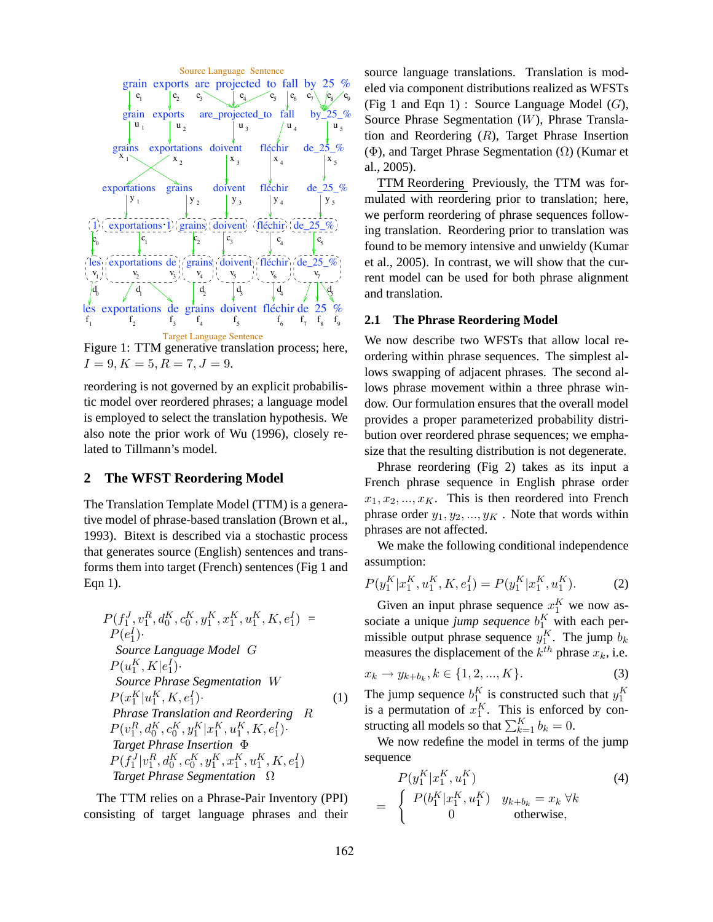Figure 1: TTM generative translation process; here, $I = 9, K = 5, R = 7, J = 9$.

reordering is not governed by an explicit probabilistic model over reordered phrases; a language model is employed to select the translation hypothesis. We also note the prior work of Wu (1996), closely related to Tillmann's model.

## 2 The WFST Reordering Model

The Translation Template Model (TTM) is a generative model of phrase-based translation (Brown et al., 1993). Bitext is described via a stochastic process that generates source (English) sentences and transforms them into target (French) sentences (Fig 1 and Eqn 1).

$$
\begin{aligned}
&P(f_1^J, v_1^R, d_0^K, c_0^K, y_1^K, x_1^K, u_1^K, K, e_1^I) = \\
&\quad P(e_1^I) \cdot \\
&\qquad \textit{Source Language Model } G \\
&\quad P(u_1^K, K|e_1^I) \cdot \\
&\qquad \textit{Source Phrase Segmentation } W \\
&\quad P(x_1^K|u_1^K, K, e_1^I) \cdot \\
&\qquad \textit{Phrase Translation and Reordering } R \\
&\quad P(v_1^R, d_0^K, c_0^K, y_1^K|x_1^K, u_1^K, K, e_1^I) \cdot \\
&\qquad \textit{Target Phrase Insertion } \Phi \\
&\quad P(f_1^J|v_1^R, d_0^K, c_0^K, y_1^K, x_1^K, u_1^K, K, e_1^I) \\
&\qquad \textit{Target Phrase Segmentation } \Omega
\end{aligned} \tag{1}
$$

The TTM relies on a Phrase-Pair Inventory (PPI) consisting of target language phrases and their source language translations. Translation is modeled via component distributions realized as WFSTs (Fig 1 and Eqn 1) : Source Language Model ($G$), Source Phrase Segmentation ($W$), Phrase Translation and Reordering ($R$), Target Phrase Insertion ($\Phi$), and Target Phrase Segmentation ($\Omega$) (Kumar et al., 2005).

TTM Reordering Previously, the TTM was formulated with reordering prior to translation; here, we perform reordering of phrase sequences following translation. Reordering prior to translation was found to be memory intensive and unwieldy (Kumar et al., 2005). In contrast, we will show that the current model can be used for both phrase alignment and translation.

### 2.1 The Phrase Reordering Model

We now describe two WFSTs that allow local reordering within phrase sequences. The simplest allows swapping of adjacent phrases. The second allows phrase movement within a three phrase window. Our formulation ensures that the overall model provides a proper parameterized probability distribution over reordered phrase sequences; we emphasize that the resulting distribution is not degenerate.

Phrase reordering (Fig 2) takes as its input a French phrase sequence in English phrase order $x_1, x_2, ..., x_K$. This is then reordered into French phrase order $y_1, y_2, ..., y_K$ . Note that words within phrases are not affected.

We make the following conditional independence assumption:

$$P(y_1^K|x_1^K, u_1^K, K, e_1^I) = P(y_1^K|x_1^K, u_1^K). \tag{2}$$

Given an input phrase sequence $x_1^K$ we now associate a unique *jump sequence* $b_1^K$ with each permissible output phrase sequence $y_1^K$. The jump $b_k$ measures the displacement of the $k^{th}$ phrase $x_k$, i.e.

$$x_k \to y_{k+b_k}, k \in \{1, 2, ..., K\}. \tag{3}$$

The jump sequence $b_1^K$ is constructed such that $y_1^K$ is a permutation of $x_1^K$. This is enforced by constructing all models so that $\sum_{k=1}^K b_k = 0$.

We now redefine the model in terms of the jump sequence

$$
\begin{aligned}
&P(y_1^K|x_1^K, u_1^K) \\
&= \begin{cases} P(b_1^K|x_1^K, u_1^K) & y_{k+b_k} = x_k \ \forall k \\ 0 & \text{otherwise}, \end{cases}
\end{aligned} \tag{4}
$$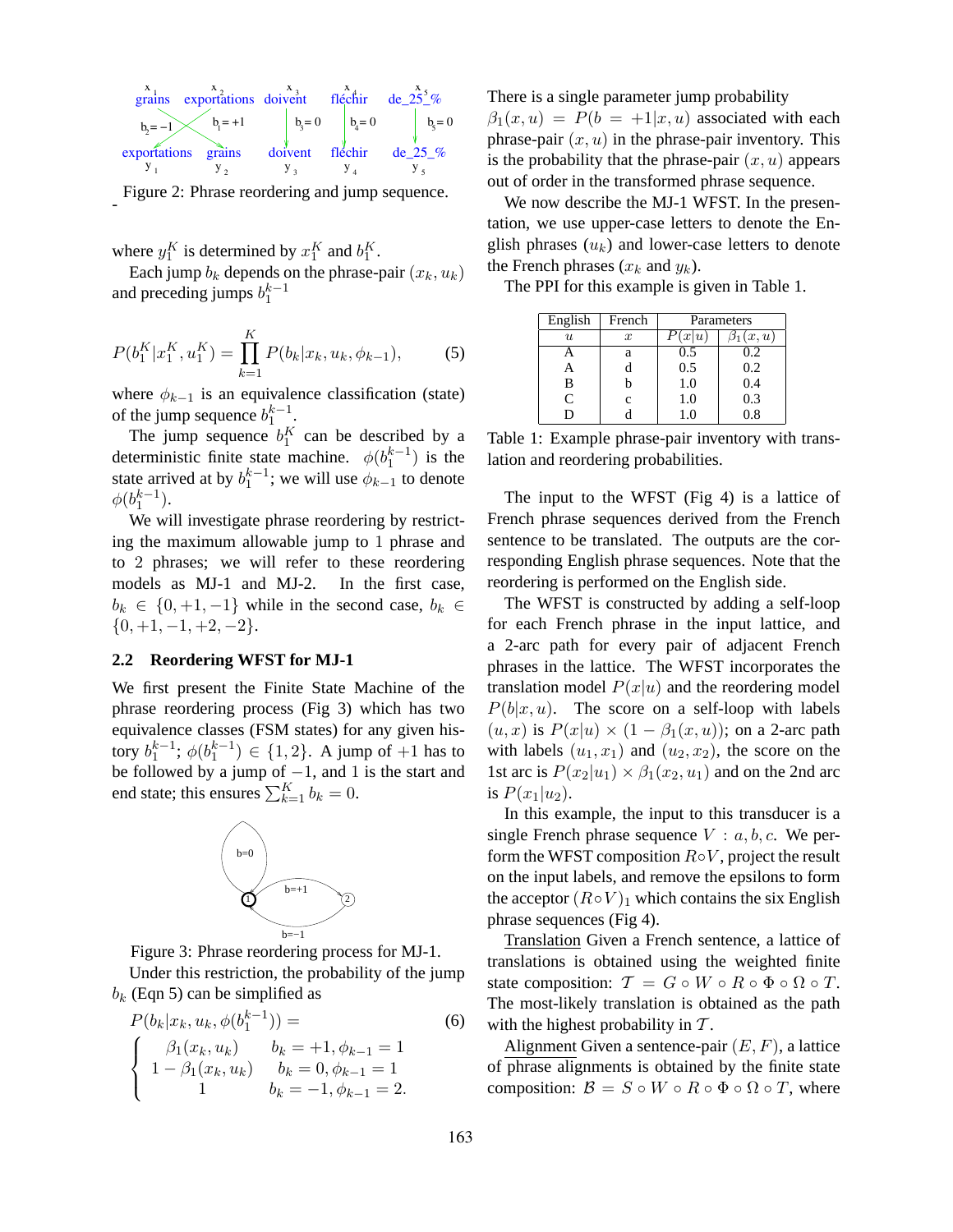Figure 2: Phrase reordering and jump sequence.

where $y_1^K$ is determined by $x_1^K$ and $b_1^K$.

Each jump $b_k$ depends on the phrase-pair $(x_k, u_k)$ and preceding jumps $b_1^{k-1}$

$$P(b_1^K | x_1^K, u_1^K) = \prod_{k=1}^{K} P(b_k | x_k, u_k, \phi_{k-1}), \tag{5}$$

where $\phi_{k-1}$ is an equivalence classification (state) of the jump sequence $b_1^{k-1}$.

The jump sequence $b_1^K$ can be described by a deterministic finite state machine. $\phi(b_1^{k-1})$ is the state arrived at by $b_1^{k-1}$; we will use $\phi_{k-1}$ to denote $\phi(b_1^{k-1})$.

We will investigate phrase reordering by restricting the maximum allowable jump to 1 phrase and to 2 phrases; we will refer to these reordering models as MJ-1 and MJ-2. In the first case, $b_k \in \{0, +1, -1\}$ while in the second case, $b_k \in \{0, +1, -1, +2, -2\}$.

## 2.2 Reordering WFST for MJ-1

We first present the Finite State Machine of the phrase reordering process (Fig 3) which has two equivalence classes (FSM states) for any given history $b_1^{k-1}$; $\phi(b_1^{k-1}) \in \{1, 2\}$. A jump of $+1$ has to be followed by a jump of $-1$, and 1 is the start and end state; this ensures $\sum_{k=1}^{K} b_k = 0$.

Figure 3: Phrase reordering process for MJ-1.

Under this restriction, the probability of the jump $b_k$ (Eqn 5) can be simplified as

$$P(b_k | x_k, u_k, \phi(b_1^{k-1})) = \tag{6}$$
$$\begin{cases} \beta_1(x_k, u_k) & b_k = +1, \phi_{k-1} = 1 \\ 1 - \beta_1(x_k, u_k) & b_k = 0, \phi_{k-1} = 1 \\ 1 & b_k = -1, \phi_{k-1} = 2. \end{cases}$$

There is a single parameter jump probability $\beta_1(x, u) = P(b = +1 | x, u)$ associated with each phrase-pair $(x, u)$ in the phrase-pair inventory. This is the probability that the phrase-pair $(x, u)$ appears out of order in the transformed phrase sequence.

We now describe the MJ-1 WFST. In the presentation, we use upper-case letters to denote the English phrases ($u_k$) and lower-case letters to denote the French phrases ($x_k$ and $y_k$).

The PPI for this example is given in Table 1.

| English | French | Parameters | |
|---|---|---|---|
| $u$ | $x$ | $P(x\|u)$ | $\beta_1(x,u)$ |
| A | a | 0.5 | 0.2 |
| A | d | 0.5 | 0.2 |
| B | b | 1.0 | 0.4 |
| C | c | 1.0 | 0.3 |
| D | d | 1.0 | 0.8 |

Table 1: Example phrase-pair inventory with translation and reordering probabilities.

The input to the WFST (Fig 4) is a lattice of French phrase sequences derived from the French sentence to be translated. The outputs are the corresponding English phrase sequences. Note that the reordering is performed on the English side.

The WFST is constructed by adding a self-loop for each French phrase in the input lattice, and a 2-arc path for every pair of adjacent French phrases in the lattice. The WFST incorporates the translation model $P(x|u)$ and the reordering model $P(b|x, u)$. The score on a self-loop with labels $(u, x)$ is $P(x|u) \times (1 - \beta_1(x, u))$; on a 2-arc path with labels $(u_1, x_1)$ and $(u_2, x_2)$, the score on the 1st arc is $P(x_2|u_1) \times \beta_1(x_2, u_1)$ and on the 2nd arc is $P(x_1|u_2)$.

In this example, the input to this transducer is a single French phrase sequence $V : a, b, c$. We perform the WFST composition $R \circ V$, project the result on the input labels, and remove the epsilons to form the acceptor $(R \circ V)_1$ which contains the six English phrase sequences (Fig 4).

Translation Given a French sentence, a lattice of translations is obtained using the weighted finite state composition: $\mathcal{T} = G \circ W \circ R \circ \Phi \circ \Omega \circ T$. The most-likely translation is obtained as the path with the highest probability in $\mathcal{T}$.

Alignment Given a sentence-pair $(E, F)$, a lattice of phrase alignments is obtained by the finite state composition: $\mathcal{B} = S \circ W \circ R \circ \Phi \circ \Omega \circ T$, where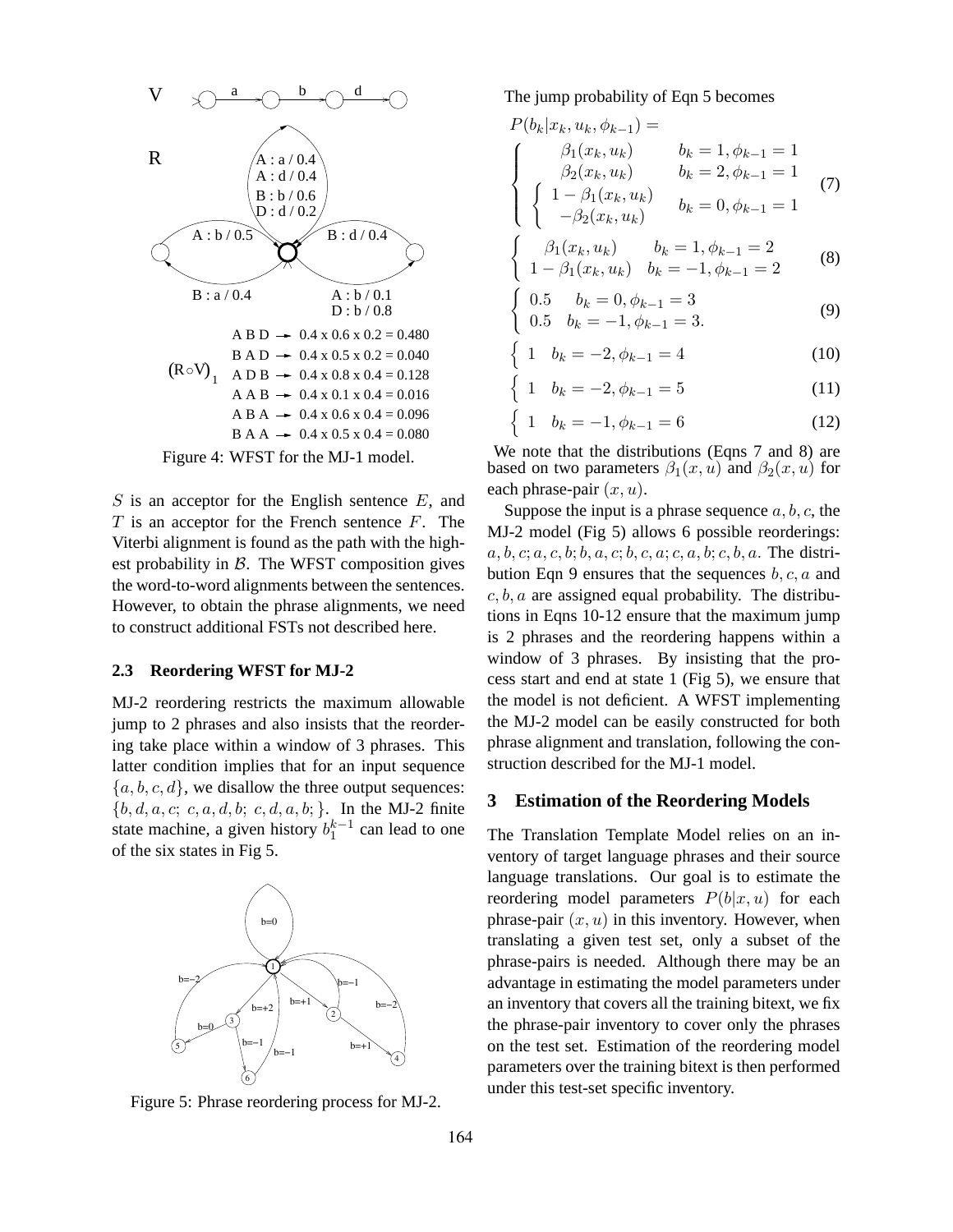Figure 4: WFST for the MJ-1 model.

$S$ is an acceptor for the English sentence $E$, and $T$ is an acceptor for the French sentence $F$. The Viterbi alignment is found as the path with the highest probability in $\mathcal{B}$. The WFST composition gives the word-to-word alignments between the sentences. However, to obtain the phrase alignments, we need to construct additional FSTs not described here.

### 2.3 Reordering WFST for MJ-2

MJ-2 reordering restricts the maximum allowable jump to 2 phrases and also insists that the reordering take place within a window of 3 phrases. This latter condition implies that for an input sequence $\{a, b, c, d\}$, we disallow the three output sequences: $\{b, d, a, c;\ c, a, d, b;\ c, d, a, b;\}$. In the MJ-2 finite state machine, a given history $b_1^{k-1}$ can lead to one of the six states in Fig 5.

Figure 5: Phrase reordering process for MJ-2.

The jump probability of Eqn 5 becomes

$$P(b_k|x_k, u_k, \phi_{k-1}) =$$

$$\begin{cases} \beta_1(x_k, u_k) & b_k = 1, \phi_{k-1} = 1 \\ \beta_2(x_k, u_k) & b_k = 2, \phi_{k-1} = 1 \\ \begin{cases} 1 - \beta_1(x_k, u_k) \\ -\beta_2(x_k, u_k) \end{cases} & b_k = 0, \phi_{k-1} = 1 \end{cases} \quad (7)$$

$$\begin{cases} \beta_1(x_k, u_k) & b_k = 1, \phi_{k-1} = 2 \\ 1 - \beta_1(x_k, u_k) & b_k = -1, \phi_{k-1} = 2 \end{cases} \quad (8)$$

$$\begin{cases} 0.5 & b_k = 0, \phi_{k-1} = 3 \\ 0.5 & b_k = -1, \phi_{k-1} = 3. \end{cases} \quad (9)$$

$$\Big\{ \ 1 \quad b_k = -2, \phi_{k-1} = 4 \quad (10)$$

$$\Big\{ \ 1 \quad b_k = -2, \phi_{k-1} = 5 \quad (11)$$

$$\Big\{ \ 1 \quad b_k = -1, \phi_{k-1} = 6 \quad (12)$$

We note that the distributions (Eqns 7 and 8) are based on two parameters $\beta_1(x, u)$ and $\beta_2(x, u)$ for each phrase-pair $(x, u)$.

Suppose the input is a phrase sequence $a, b, c$, the MJ-2 model (Fig 5) allows 6 possible reorderings: $a, b, c; a, c, b; b, a, c; b, c, a; c, a, b; c, b, a$. The distribution Eqn 9 ensures that the sequences $b, c, a$ and $c, b, a$ are assigned equal probability. The distributions in Eqns 10-12 ensure that the maximum jump is 2 phrases and the reordering happens within a window of 3 phrases. By insisting that the process start and end at state 1 (Fig 5), we ensure that the model is not deficient. A WFST implementing the MJ-2 model can be easily constructed for both phrase alignment and translation, following the construction described for the MJ-1 model.

## 3 Estimation of the Reordering Models

The Translation Template Model relies on an inventory of target language phrases and their source language translations. Our goal is to estimate the reordering model parameters $P(b|x, u)$ for each phrase-pair $(x, u)$ in this inventory. However, when translating a given test set, only a subset of the phrase-pairs is needed. Although there may be an advantage in estimating the model parameters under an inventory that covers all the training bitext, we fix the phrase-pair inventory to cover only the phrases on the test set. Estimation of the reordering model parameters over the training bitext is then performed under this test-set specific inventory.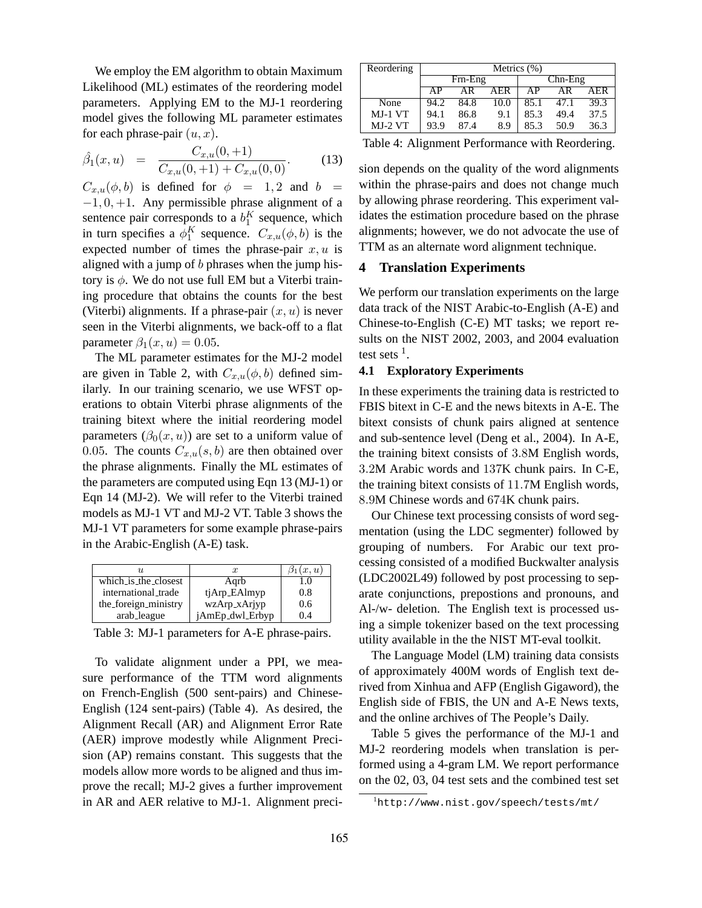We employ the EM algorithm to obtain Maximum Likelihood (ML) estimates of the reordering model parameters. Applying EM to the MJ-1 reordering model gives the following ML parameter estimates for each phrase-pair $(u, x)$.

$$\hat{\beta}_1(x, u) \quad = \quad \frac{C_{x,u}(0, +1)}{C_{x,u}(0, +1) + C_{x,u}(0, 0)}. \qquad (13)$$

$C_{x,u}(\phi, b)$ is defined for $\phi = 1, 2$ and $b = -1, 0, +1$. Any permissible phrase alignment of a sentence pair corresponds to a $b_1^K$ sequence, which in turn specifies a $\phi_1^K$ sequence. $C_{x,u}(\phi, b)$ is the expected number of times the phrase-pair $x, u$ is aligned with a jump of $b$ phrases when the jump history is $\phi$. We do not use full EM but a Viterbi training procedure that obtains the counts for the best (Viterbi) alignments. If a phrase-pair $(x, u)$ is never seen in the Viterbi alignments, we back-off to a flat parameter $\beta_1(x, u) = 0.05$.

The ML parameter estimates for the MJ-2 model are given in Table 2, with $C_{x,u}(\phi, b)$ defined similarly. In our training scenario, we use WFST operations to obtain Viterbi phrase alignments of the training bitext where the initial reordering model parameters ($\beta_0(x, u)$) are set to a uniform value of 0.05. The counts $C_{x,u}(s, b)$ are then obtained over the phrase alignments. Finally the ML estimates of the parameters are computed using Eqn 13 (MJ-1) or Eqn 14 (MJ-2). We will refer to the Viterbi trained models as MJ-1 VT and MJ-2 VT. Table 3 shows the MJ-1 VT parameters for some example phrase-pairs in the Arabic-English (A-E) task.

| $u$ | $x$ | $\beta_1(x, u)$ |
|---|---|---|
| which_is_the_closest | Aqrb | 1.0 |
| international_trade | tjArp_EAlmyp | 0.8 |
| the_foreign_ministry | wzArp_xArjyp | 0.6 |
| arab_league | jAmEp_dwl_Erbyp | 0.4 |

Table 3: MJ-1 parameters for A-E phrase-pairs.

To validate alignment under a PPI, we measure performance of the TTM word alignments on French-English (500 sent-pairs) and Chinese-English (124 sent-pairs) (Table 4). As desired, the Alignment Recall (AR) and Alignment Error Rate (AER) improve modestly while Alignment Precision (AP) remains constant. This suggests that the models allow more words to be aligned and thus improve the recall; MJ-2 gives a further improvement in AR and AER relative to MJ-1. Alignment precision depends on the quality of the word alignments within the phrase-pairs and does not change much by allowing phrase reordering. This experiment validates the estimation procedure based on the phrase alignments; however, we do not advocate the use of TTM as an alternate word alignment technique.

| Reordering | Metrics (%) | | | | | |
|---|---|---|---|---|---|---|
| | Frn-Eng | | | Chn-Eng | | |
| | AP | AR | AER | AP | AR | AER |
| None | 94.2 | 84.8 | 10.0 | 85.1 | 47.1 | 39.3 |
| MJ-1 VT | 94.1 | 86.8 | 9.1 | 85.3 | 49.4 | 37.5 |
| MJ-2 VT | 93.9 | 87.4 | 8.9 | 85.3 | 50.9 | 36.3 |

Table 4: Alignment Performance with Reordering.

## 4 Translation Experiments

We perform our translation experiments on the large data track of the NIST Arabic-to-English (A-E) and Chinese-to-English (C-E) MT tasks; we report results on the NIST 2002, 2003, and 2004 evaluation test sets [1].

### 4.1 Exploratory Experiments

In these experiments the training data is restricted to FBIS bitext in C-E and the news bitexts in A-E. The bitext consists of chunk pairs aligned at sentence and sub-sentence level (Deng et al., 2004). In A-E, the training bitext consists of 3.8M English words, 3.2M Arabic words and 137K chunk pairs. In C-E, the training bitext consists of 11.7M English words, 8.9M Chinese words and 674K chunk pairs.

Our Chinese text processing consists of word segmentation (using the LDC segmenter) followed by grouping of numbers. For Arabic our text processing consisted of a modified Buckwalter analysis (LDC2002L49) followed by post processing to separate conjunctions, prepostions and pronouns, and Al-/w- deletion. The English text is processed using a simple tokenizer based on the text processing utility available in the the NIST MT-eval toolkit.

The Language Model (LM) training data consists of approximately 400M words of English text derived from Xinhua and AFP (English Gigaword), the English side of FBIS, the UN and A-E News texts, and the online archives of The People's Daily.

Table 5 gives the performance of the MJ-1 and MJ-2 reordering models when translation is performed using a 4-gram LM. We report performance on the 02, 03, 04 test sets and the combined test set

[1] http://www.nist.gov/speech/tests/mt/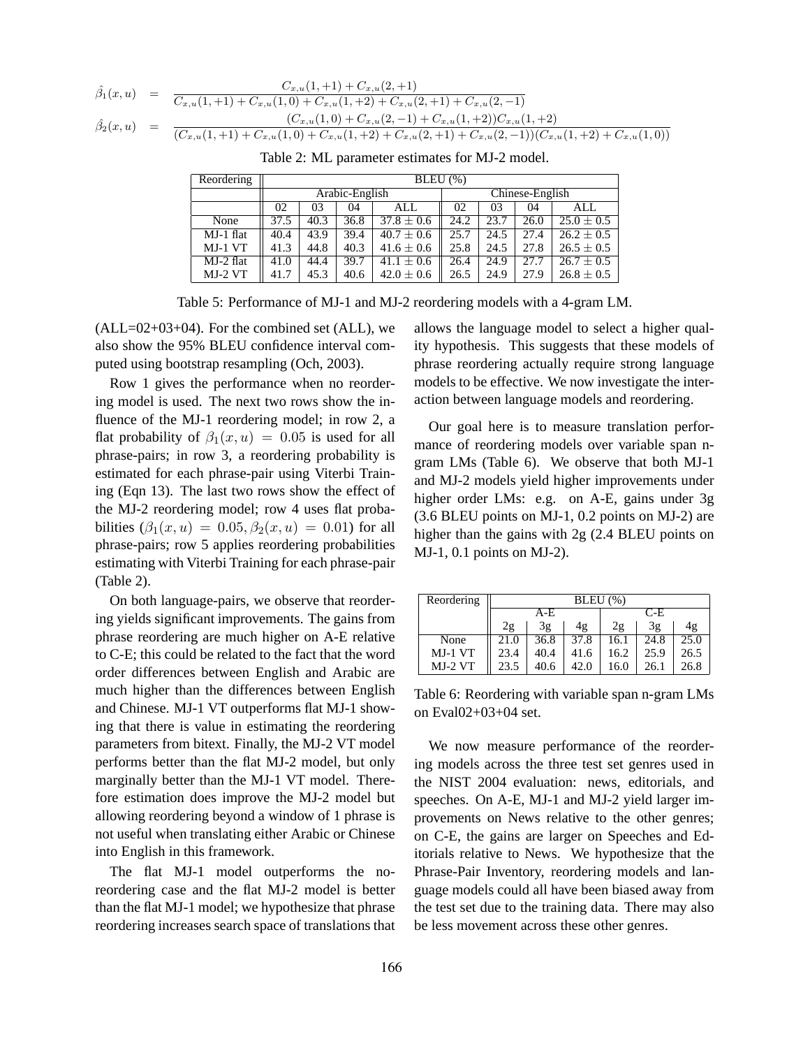$$
\hat{\beta}_1(x,u) = \frac{C_{x,u}(1,+1) + C_{x,u}(2,+1)}{C_{x,u}(1,+1) + C_{x,u}(1,0) + C_{x,u}(1,+2) + C_{x,u}(2,+1) + C_{x,u}(2,-1)}
$$

$$
\hat{\beta}_2(x,u) = \frac{(C_{x,u}(1,0) + C_{x,u}(2,-1) + C_{x,u}(1,+2))C_{x,u}(1,+2)}{(C_{x,u}(1,+1) + C_{x,u}(1,0) + C_{x,u}(1,+2) + C_{x,u}(2,+1) + C_{x,u}(2,-1))(C_{x,u}(1,+2) + C_{x,u}(1,0))}
$$

Table 2: ML parameter estimates for MJ-2 model.

| Reordering | BLEU (%) | | | | | | | |
|---|---|---|---|---|---|---|---|---|
| | Arabic-English | | | | Chinese-English | | | |
| | 02 | 03 | 04 | ALL | 02 | 03 | 04 | ALL |
| None | 37.5 | 40.3 | 36.8 | $37.8 \pm 0.6$ | 24.2 | 23.7 | 26.0 | $25.0 \pm 0.5$ |
| MJ-1 flat | 40.4 | 43.9 | 39.4 | $40.7 \pm 0.6$ | 25.7 | 24.5 | 27.4 | $26.2 \pm 0.5$ |
| MJ-1 VT | 41.3 | 44.8 | 40.3 | $41.6 \pm 0.6$ | 25.8 | 24.5 | 27.8 | $26.5 \pm 0.5$ |
| MJ-2 flat | 41.0 | 44.4 | 39.7 | $41.1 \pm 0.6$ | 26.4 | 24.9 | 27.7 | $26.7 \pm 0.5$ |
| MJ-2 VT | 41.7 | 45.3 | 40.6 | $42.0 \pm 0.6$ | 26.5 | 24.9 | 27.9 | $26.8 \pm 0.5$ |

Table 5: Performance of MJ-1 and MJ-2 reordering models with a 4-gram LM.

(ALL=02+03+04). For the combined set (ALL), we also show the 95% BLEU confidence interval computed using bootstrap resampling (Och, 2003).

Row 1 gives the performance when no reordering model is used. The next two rows show the influence of the MJ-1 reordering model; in row 2, a flat probability of $\beta_1(x,u) = 0.05$ is used for all phrase-pairs; in row 3, a reordering probability is estimated for each phrase-pair using Viterbi Training (Eqn 13). The last two rows show the effect of the MJ-2 reordering model; row 4 uses flat probabilities ($\beta_1(x,u) = 0.05, \beta_2(x,u) = 0.01$) for all phrase-pairs; row 5 applies reordering probabilities estimating with Viterbi Training for each phrase-pair (Table 2).

On both language-pairs, we observe that reordering yields significant improvements. The gains from phrase reordering are much higher on A-E relative to C-E; this could be related to the fact that the word order differences between English and Arabic are much higher than the differences between English and Chinese. MJ-1 VT outperforms flat MJ-1 showing that there is value in estimating the reordering parameters from bitext. Finally, the MJ-2 VT model performs better than the flat MJ-2 model, but only marginally better than the MJ-1 VT model. Therefore estimation does improve the MJ-2 model but allowing reordering beyond a window of 1 phrase is not useful when translating either Arabic or Chinese into English in this framework.

The flat MJ-1 model outperforms the no-reordering case and the flat MJ-2 model is better than the flat MJ-1 model; we hypothesize that phrase reordering increases search space of translations that allows the language model to select a higher quality hypothesis. This suggests that these models of phrase reordering actually require strong language models to be effective. We now investigate the interaction between language models and reordering.

Our goal here is to measure translation performance of reordering models over variable span n-gram LMs (Table 6). We observe that both MJ-1 and MJ-2 models yield higher improvements under higher order LMs: e.g. on A-E, gains under 3g (3.6 BLEU points on MJ-1, 0.2 points on MJ-2) are higher than the gains with 2g (2.4 BLEU points on MJ-1, 0.1 points on MJ-2).

| Reordering | BLEU (%) | | | | | |
|---|---|---|---|---|---|---|
| | A-E | | | C-E | | |
| | 2g | 3g | 4g | 2g | 3g | 4g |
| None | 21.0 | 36.8 | 37.8 | 16.1 | 24.8 | 25.0 |
| MJ-1 VT | 23.4 | 40.4 | 41.6 | 16.2 | 25.9 | 26.5 |
| MJ-2 VT | 23.5 | 40.6 | 42.0 | 16.0 | 26.1 | 26.8 |

Table 6: Reordering with variable span n-gram LMs on Eval02+03+04 set.

We now measure performance of the reordering models across the three test set genres used in the NIST 2004 evaluation: news, editorials, and speeches. On A-E, MJ-1 and MJ-2 yield larger improvements on News relative to the other genres; on C-E, the gains are larger on Speeches and Editorials relative to News. We hypothesize that the Phrase-Pair Inventory, reordering models and language models could all have been biased away from the test set due to the training data. There may also be less movement across these other genres.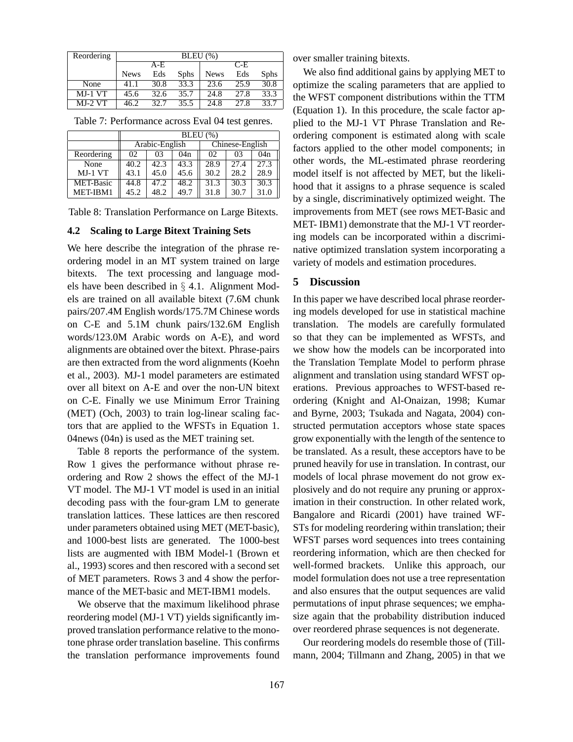| Reordering | BLEU (%) | | | | | |
|---|---|---|---|---|---|---|
| | A-E | | | C-E | | |
| | News | Eds | Sphs | News | Eds | Sphs |
| None | 41.1 | 30.8 | 33.3 | 23.6 | 25.9 | 30.8 |
| MJ-1 VT | 45.6 | 32.6 | 35.7 | 24.8 | 27.8 | 33.3 |
| MJ-2 VT | 46.2 | 32.7 | 35.5 | 24.8 | 27.8 | 33.7 |

Table 7: Performance across Eval 04 test genres.

| | BLEU (%) | | | | | |
|---|---|---|---|---|---|---|
| | Arabic-English | | | Chinese-English | | |
| Reordering | 02 | 03 | 04n | 02 | 03 | 04n |
| None | 40.2 | 42.3 | 43.3 | 28.9 | 27.4 | 27.3 |
| MJ-1 VT | 43.1 | 45.0 | 45.6 | 30.2 | 28.2 | 28.9 |
| MET-Basic | 44.8 | 47.2 | 48.2 | 31.3 | 30.3 | 30.3 |
| MET-IBM1 | 45.2 | 48.2 | 49.7 | 31.8 | 30.7 | 31.0 |

Table 8: Translation Performance on Large Bitexts.

### 4.2 Scaling to Large Bitext Training Sets

We here describe the integration of the phrase reordering model in an MT system trained on large bitexts. The text processing and language models have been described in § 4.1. Alignment Models are trained on all available bitext (7.6M chunk pairs/207.4M English words/175.7M Chinese words on C-E and 5.1M chunk pairs/132.6M English words/123.0M Arabic words on A-E), and word alignments are obtained over the bitext. Phrase-pairs are then extracted from the word alignments (Koehn et al., 2003). MJ-1 model parameters are estimated over all bitext on A-E and over the non-UN bitext on C-E. Finally we use Minimum Error Training (MET) (Och, 2003) to train log-linear scaling factors that are applied to the WFSTs in Equation 1. 04news (04n) is used as the MET training set.

Table 8 reports the performance of the system. Row 1 gives the performance without phrase reordering and Row 2 shows the effect of the MJ-1 VT model. The MJ-1 VT model is used in an initial decoding pass with the four-gram LM to generate translation lattices. These lattices are then rescored under parameters obtained using MET (MET-basic), and 1000-best lists are generated. The 1000-best lists are augmented with IBM Model-1 (Brown et al., 1993) scores and then rescored with a second set of MET parameters. Rows 3 and 4 show the performance of the MET-basic and MET-IBM1 models.

We observe that the maximum likelihood phrase reordering model (MJ-1 VT) yields significantly improved translation performance relative to the monotone phrase order translation baseline. This confirms the translation performance improvements found over smaller training bitexts.

We also find additional gains by applying MET to optimize the scaling parameters that are applied to the WFST component distributions within the TTM (Equation 1). In this procedure, the scale factor applied to the MJ-1 VT Phrase Translation and Reordering component is estimated along with scale factors applied to the other model components; in other words, the ML-estimated phrase reordering model itself is not affected by MET, but the likelihood that it assigns to a phrase sequence is scaled by a single, discriminatively optimized weight. The improvements from MET (see rows MET-Basic and MET- IBM1) demonstrate that the MJ-1 VT reordering models can be incorporated within a discriminative optimized translation system incorporating a variety of models and estimation procedures.

## 5 Discussion

In this paper we have described local phrase reordering models developed for use in statistical machine translation. The models are carefully formulated so that they can be implemented as WFSTs, and we show how the models can be incorporated into the Translation Template Model to perform phrase alignment and translation using standard WFST operations. Previous approaches to WFST-based reordering (Knight and Al-Onaizan, 1998; Kumar and Byrne, 2003; Tsukada and Nagata, 2004) constructed permutation acceptors whose state spaces grow exponentially with the length of the sentence to be translated. As a result, these acceptors have to be pruned heavily for use in translation. In contrast, our models of local phrase movement do not grow explosively and do not require any pruning or approximation in their construction. In other related work, Bangalore and Ricardi (2001) have trained WFSTs for modeling reordering within translation; their WFST parses word sequences into trees containing reordering information, which are then checked for well-formed brackets. Unlike this approach, our model formulation does not use a tree representation and also ensures that the output sequences are valid permutations of input phrase sequences; we emphasize again that the probability distribution induced over reordered phrase sequences is not degenerate.

Our reordering models do resemble those of (Tillmann, 2004; Tillmann and Zhang, 2005) in that we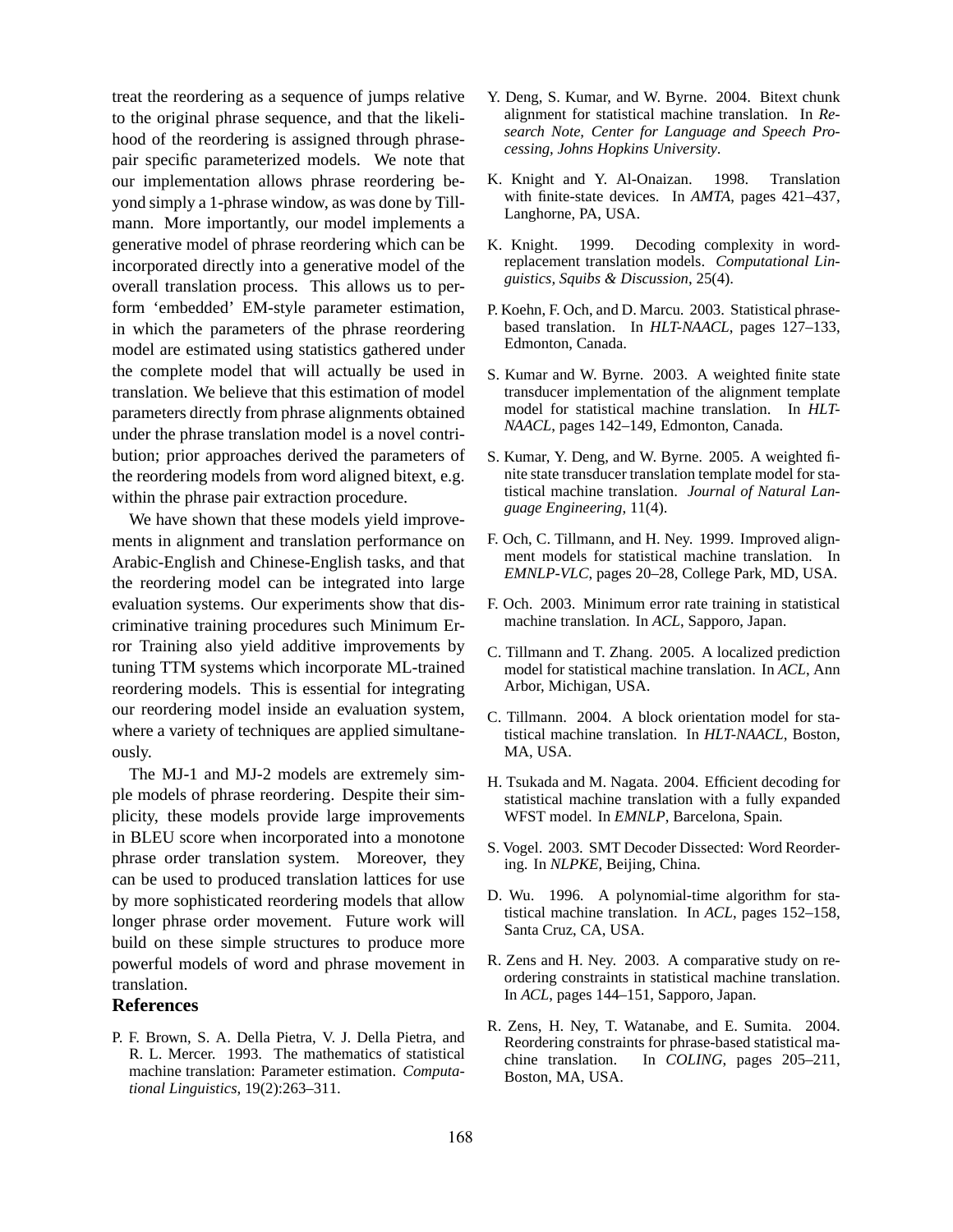treat the reordering as a sequence of jumps relative to the original phrase sequence, and that the likelihood of the reordering is assigned through phrase-pair specific parameterized models. We note that our implementation allows phrase reordering beyond simply a 1-phrase window, as was done by Tillmann. More importantly, our model implements a generative model of phrase reordering which can be incorporated directly into a generative model of the overall translation process. This allows us to perform 'embedded' EM-style parameter estimation, in which the parameters of the phrase reordering model are estimated using statistics gathered under the complete model that will actually be used in translation. We believe that this estimation of model parameters directly from phrase alignments obtained under the phrase translation model is a novel contribution; prior approaches derived the parameters of the reordering models from word aligned bitext, e.g. within the phrase pair extraction procedure.

We have shown that these models yield improvements in alignment and translation performance on Arabic-English and Chinese-English tasks, and that the reordering model can be integrated into large evaluation systems. Our experiments show that discriminative training procedures such Minimum Error Training also yield additive improvements by tuning TTM systems which incorporate ML-trained reordering models. This is essential for integrating our reordering model inside an evaluation system, where a variety of techniques are applied simultaneously.

The MJ-1 and MJ-2 models are extremely simple models of phrase reordering. Despite their simplicity, these models provide large improvements in BLEU score when incorporated into a monotone phrase order translation system. Moreover, they can be used to produced translation lattices for use by more sophisticated reordering models that allow longer phrase order movement. Future work will build on these simple structures to produce more powerful models of word and phrase movement in translation.

## References

P. F. Brown, S. A. Della Pietra, V. J. Della Pietra, and R. L. Mercer. 1993. The mathematics of statistical machine translation: Parameter estimation. *Computational Linguistics*, 19(2):263–311.

Y. Deng, S. Kumar, and W. Byrne. 2004. Bitext chunk alignment for statistical machine translation. In *Research Note, Center for Language and Speech Processing, Johns Hopkins University*.

K. Knight and Y. Al-Onaizan. 1998. Translation with finite-state devices. In *AMTA*, pages 421–437, Langhorne, PA, USA.

K. Knight. 1999. Decoding complexity in word-replacement translation models. *Computational Linguistics, Squibs & Discussion*, 25(4).

P. Koehn, F. Och, and D. Marcu. 2003. Statistical phrase-based translation. In *HLT-NAACL*, pages 127–133, Edmonton, Canada.

S. Kumar and W. Byrne. 2003. A weighted finite state transducer implementation of the alignment template model for statistical machine translation. In *HLT-NAACL*, pages 142–149, Edmonton, Canada.

S. Kumar, Y. Deng, and W. Byrne. 2005. A weighted finite state transducer translation template model for statistical machine translation. *Journal of Natural Language Engineering*, 11(4).

F. Och, C. Tillmann, and H. Ney. 1999. Improved alignment models for statistical machine translation. In *EMNLP-VLC*, pages 20–28, College Park, MD, USA.

F. Och. 2003. Minimum error rate training in statistical machine translation. In *ACL*, Sapporo, Japan.

C. Tillmann and T. Zhang. 2005. A localized prediction model for statistical machine translation. In *ACL*, Ann Arbor, Michigan, USA.

C. Tillmann. 2004. A block orientation model for statistical machine translation. In *HLT-NAACL*, Boston, MA, USA.

H. Tsukada and M. Nagata. 2004. Efficient decoding for statistical machine translation with a fully expanded WFST model. In *EMNLP*, Barcelona, Spain.

S. Vogel. 2003. SMT Decoder Dissected: Word Reordering. In *NLPKE*, Beijing, China.

D. Wu. 1996. A polynomial-time algorithm for statistical machine translation. In *ACL*, pages 152–158, Santa Cruz, CA, USA.

R. Zens and H. Ney. 2003. A comparative study on reordering constraints in statistical machine translation. In *ACL*, pages 144–151, Sapporo, Japan.

R. Zens, H. Ney, T. Watanabe, and E. Sumita. 2004. Reordering constraints for phrase-based statistical machine translation. In *COLING*, pages 205–211, Boston, MA, USA.